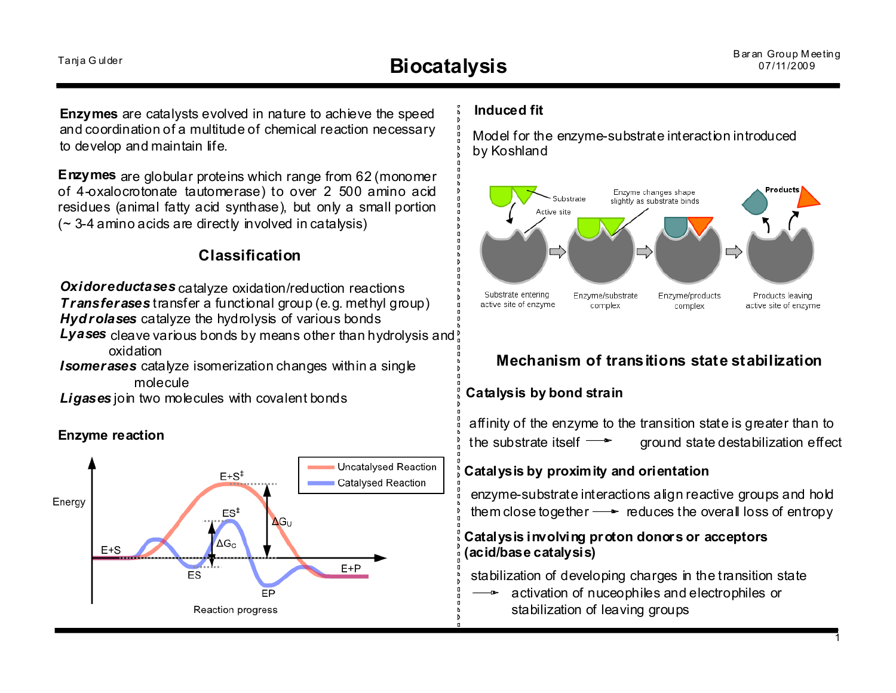# Biocatalysis

Tanja Gulder — Baran Group Meeting 07/11/2009

**Enzymes** are catalysts evolved in nature to achieve the speed and coordination of a multitude of chemical reaction necessary to develop and maintain life.

**Enzymes** are globular proteins which range from 62 (monomer of 4-oxalocrotonate tautomerase) to over 2 500 amino acid residues (animal fatty acid synthase), but only a small portion (~ 3-4 amino acids are directly involved in catalysis)

## Classification

***Oxidoreductases*** catalyze oxidation/reduction reactions
***Transferases*** transfer a functional group (e.g. methyl group)
***Hydrolases*** catalyze the hydrolysis of various bonds
***Lyases*** cleave various bonds by means other than hydrolysis and oxidation
***Isomerases*** catalyze isomerization changes within a single molecule
***Ligases*** join two molecules with covalent bonds

### Enzyme reaction

Energy; Reaction progress; E+S; ES; $ES^{‡}$; $E+S^{‡}$; $\Delta G_C$; $\Delta G_U$; EP; E+P

Uncatalysed Reaction
Catalysed Reaction

### Induced fit

Model for the enzyme-substrate interaction introduced by Koshland

Substrate; Active site; Enzyme changes shape slightly as substrate binds; Products

Substrate entering active site of enzyme → Enzyme/substrate complex → Enzyme/products complex → Products leaving active site of enzyme

## Mechanism of transitions state stabilization

### Catalysis by bond strain

affinity of the enzyme to the transition state is greater than to the substrate itself → ground state destabilization effect

### Catalysis by proximity and orientation

enzyme-substrate interactions align reactive groups and hold them close together → reduces the overall loss of entropy

### Catalysis involving proton donors or acceptors (acid/base catalysis)

stabilization of developing charges in the transition state
→ activation of nuceophiles and electrophiles or stabilization of leaving groups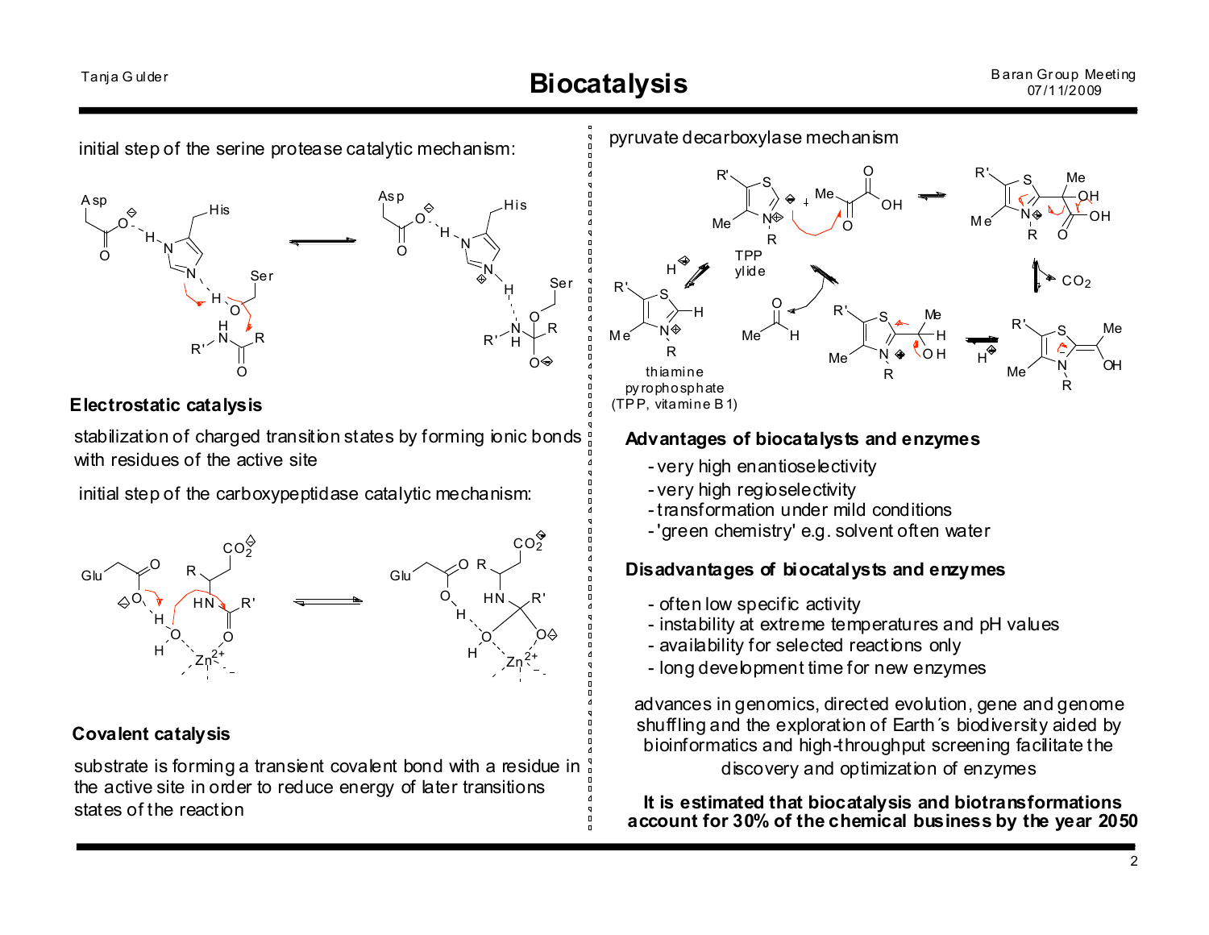initial step of the serine protease catalytic mechanism:

## Electrostatic catalysis

stabilization of charged transition states by forming ionic bonds with residues of the active site

initial step of the carboxypeptidase catalytic mechanism:

## Covalent catalysis

substrate is forming a transient covalent bond with a residue in the active site in order to reduce energy of later transitions states of the reaction

pyruvate decarboxylase mechanism

TPP ylide

thiamine pyrophosphate (TPP, vitamine B 1)

$CO_2$

## Advantages of biocatalysts and enzymes

- very high enantioselectivity
- very high regioselectivity
- transformation under mild conditions
- 'green chemistry' e.g. solvent often water

## Disadvantages of biocatalysts and enzymes

- often low specific activity
- instability at extreme temperatures and pH values
- availability for selected reactions only
- long development time for new enzymes

advances in genomics, directed evolution, gene and genome shuffling and the exploration of Earth´s biodiversity aided by bioinformatics and high-throughput screening facilitate the discovery and optimization of enzymes

**It is estimated that biocatalysis and biotransformations account for 30% of the chemical business by the year 2050**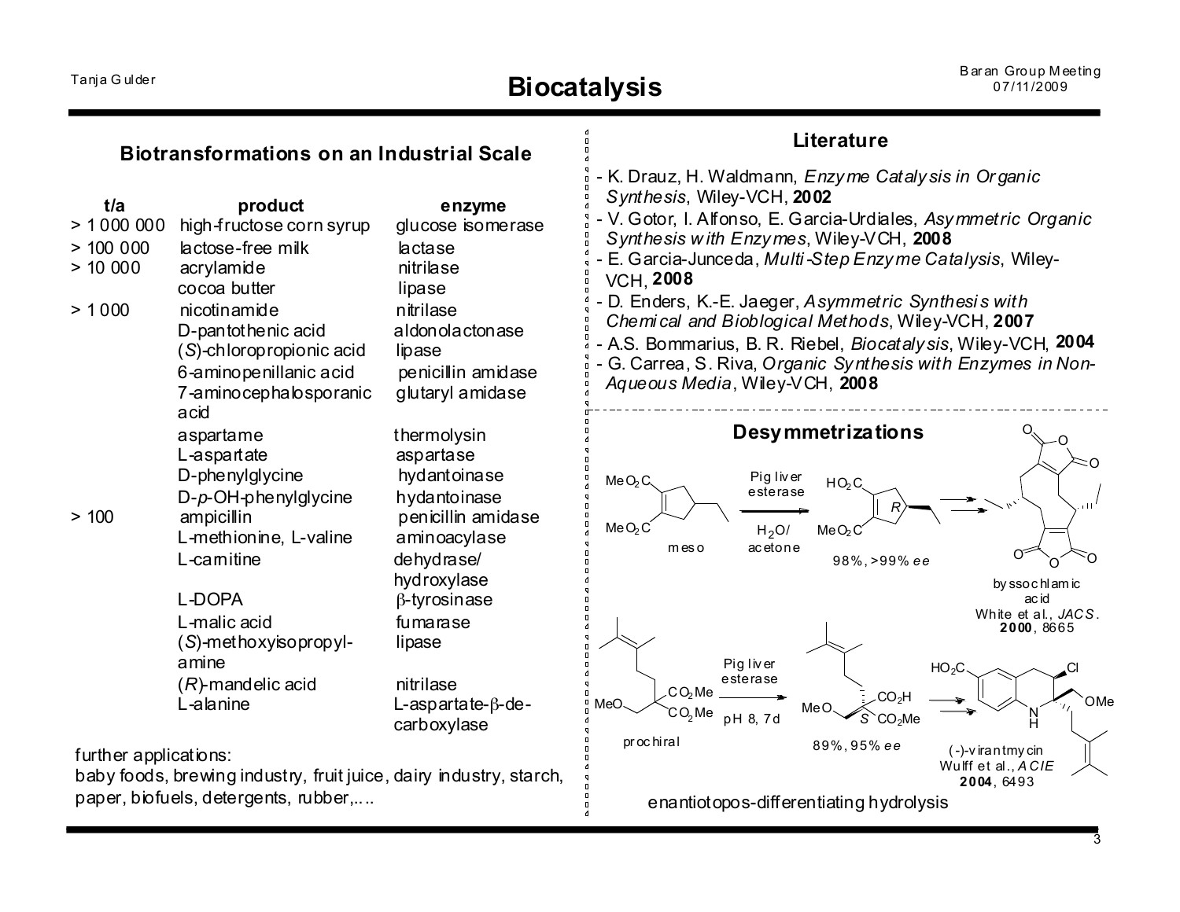# Biocatalysis

## Biotransformations on an Industrial Scale

| t/a | product | enzyme |
|---|---|---|
| > 1 000 000 | high-fructose corn syrup | glucose isomerase |
| > 100 000 | lactose-free milk | lactase |
| > 10 000 | acrylamide | nitrilase |
| | cocoa butter | lipase |
| > 1 000 | nicotinamide | nitrilase |
| | D-pantothenic acid | aldonolactonase |
| | (*S*)-chloropropionic acid | lipase |
| | 6-aminopenillanic acid | penicillin amidase |
| | 7-aminocephalosporanic acid | glutaryl amidase |
| | aspartame | thermolysin |
| | L-aspartate | aspartase |
| | D-phenylglycine | hydantoinase |
| | D-*p*-OH-phenylglycine | hydantoinase |
| > 100 | ampicillin | penicillin amidase |
| | L-methionine, L-valine | aminoacylase |
| | L-carnitine | dehydrase/ hydroxylase |
| | L-DOPA | β-tyrosinase |
| | L-malic acid | fumarase |
| | (*S*)-methoxyisopropyl-amine | lipase |
| | (*R*)-mandelic acid | nitrilase |
| | L-alanine | L-aspartate-β-decarboxylase |

further applications:
baby foods, brewing industry, fruit juice, dairy industry, starch, paper, biofuels, detergents, rubber,...

## Literature

- K. Drauz, H. Waldmann, *Enzyme Catalysis in Organic Synthesis*, Wiley-VCH, **2002**
- V. Gotor, I. Alfonso, E. Garcia-Urdiales, *Asymmetric Organic Synthesis with Enzymes*, Wiley-VCH, **2008**
- E. Garcia-Junceda, *Multi-Step Enzyme Catalysis*, Wiley-VCH, **2008**
- D. Enders, K.-E. Jaeger, *Asymmetric Synthesis with Chemical and Bioblogical Methods*, Wiley-VCH, **2007**
- A.S. Bommarius, B. R. Riebel, *Biocatalysis*, Wiley-VCH, **2004**
- G. Carrea, S. Riva, *Organic Synthesis with Enzymes in Non-Aqueous Media*, Wiley-VCH, **2008**

## Desymmetrizations

meso diester ($MeO_2C$, $MeO_2C$) → Pig liver esterase, $H_2O$/acetone → ($R$) monoacid ($HO_2C$, $MeO_2C$), 98%, >99% *ee* → → byssochlamic acid (White et al., *JACS*. **2000**, 8665)

prochiral diester ($CO_2Me$, $CO_2Me$, MeO) → Pig liver esterase, pH 8, 7d → ($S$) monoacid ($CO_2H$, $CO_2Me$, MeO), 89%, 95% *ee* → → (-)-virantmycin (Wulff et al., *ACIE* **2004**, 6493)

enantiotopos-differentiating hydrolysis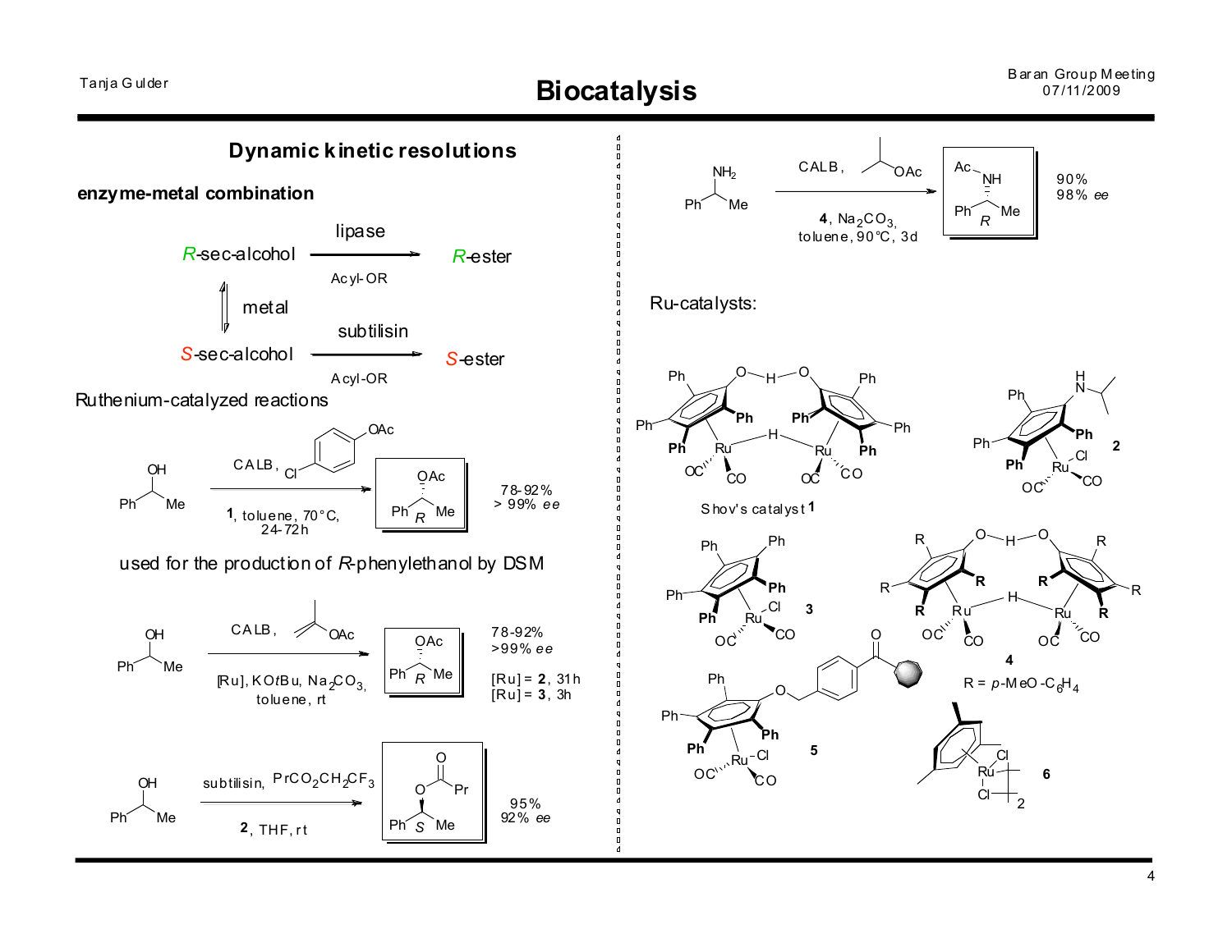## Dynamic kinetic resolutions

### enzyme-metal combination

*R*-sec-alcohol —(lipase, Acyl-OR)→ *R*-ester

*R*-sec-alcohol ⇅ metal *S*-sec-alcohol

*S*-sec-alcohol —(subtilisin, Acyl-OR)→ *S*-ester

Ruthenium-catalyzed reactions

1-Phenylethanol —(CALB, 4-chlorophenyl acetate, **1**, toluene, 70 °C, 24-72 h)→ (*R*)-1-phenylethyl acetate: 78-92%, > 99% *ee*

used for the production of *R*-phenylethanol by DSM

1-Phenylethanol —(CALB, isopropenyl acetate, [Ru], KO*t*Bu, $Na_2CO_3$, toluene, rt)→ (*R*)-1-phenylethyl acetate: 78-92%, >99% *ee*

[Ru] = **2**, 31h
[Ru] = **3**, 3h

1-Phenylethanol —(subtilisin, $PrCO_2CH_2CF_3$, **2**, THF, rt)→ (*S*)-1-phenylethyl butyrate: 95%, 92% *ee*

1-Phenylethylamine —(CALB, isopropyl acetate, **4**, $Na_2CO_3$, toluene, 90 °C, 3d)→ (*R*)-*N*-acetyl-1-phenylethylamine: 90%, 98% *ee*

Ru-catalysts:

Shov's catalyst **1**

**2**

**3**

**4**, R = *p*-MeO-$C_6H_4$

**5**

**6**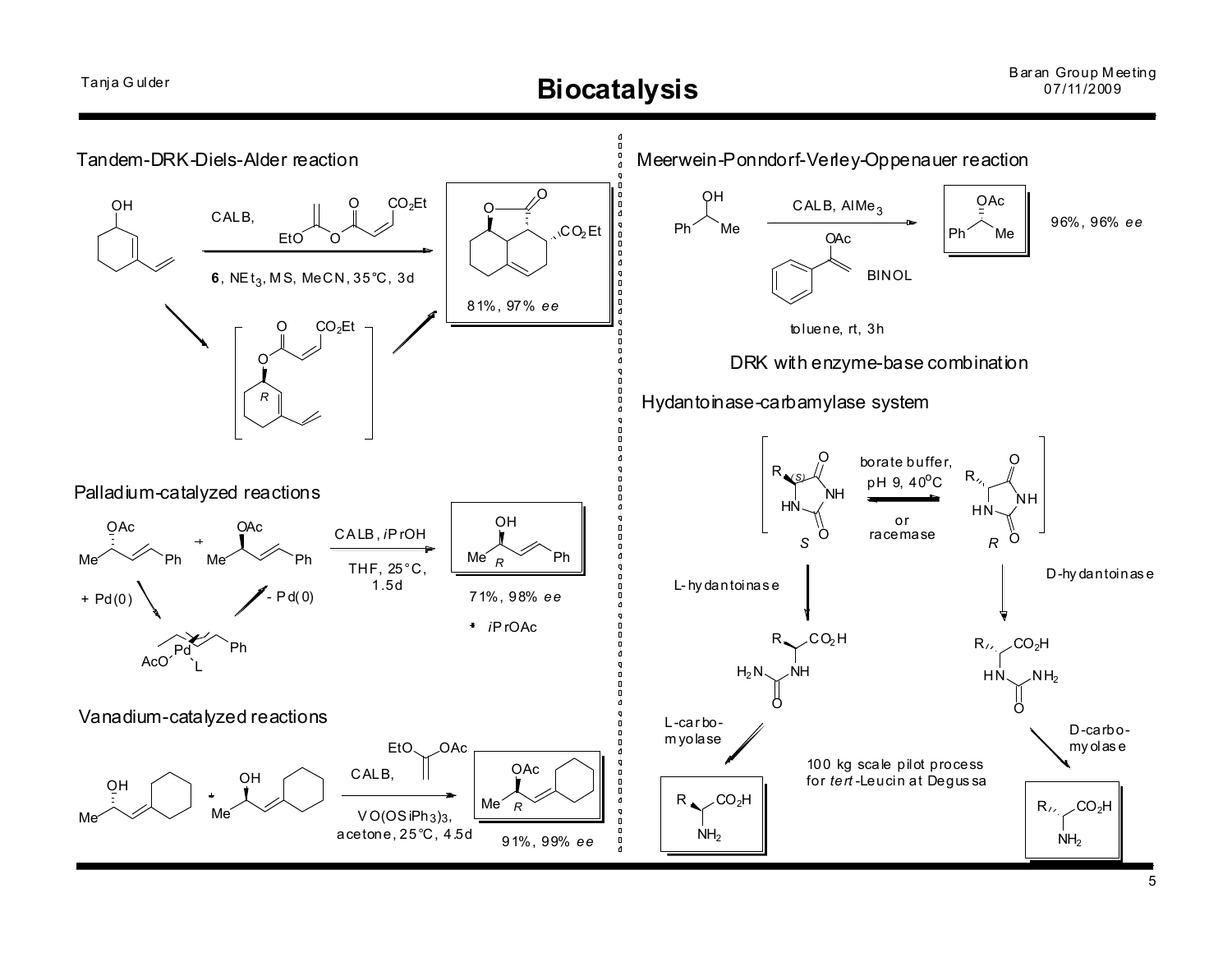# Biocatalysis

## Tandem-DRK-Diels-Alder reaction

CALB, **6**, $NEt_3$, MS, MeCN, 35°C, 3d

*R*

81%, 97% *ee*

## Palladium-catalyzed reactions

+ Pd(0)

- Pd(0)

CALB, *i*PrOH

THF, 25°C, 1.5d

*R*

71%, 98% *ee*

+ *i*PrOAc

## Vanadium-catalyzed reactions

CALB,

$VO(OSiPh_3)_3$, acetone, 25°C, 4.5d

*R*

91%, 99% *ee*

## Meerwein-Ponndorf-Verley-Oppenauer reaction

CALB, $AlMe_3$

BINOL

toluene, rt, 3h

96%, 96% *ee*

DRK with enzyme-base combination

## Hydantoinase-carbamylase system

borate buffer, pH 9, 40°C

or racemase

*S*

*R*

L-hydantoinase

D-hydantoinase

L-carbomyolase

D-carbomyolase

100 kg scale pilot process for *tert*-Leucin at Degussa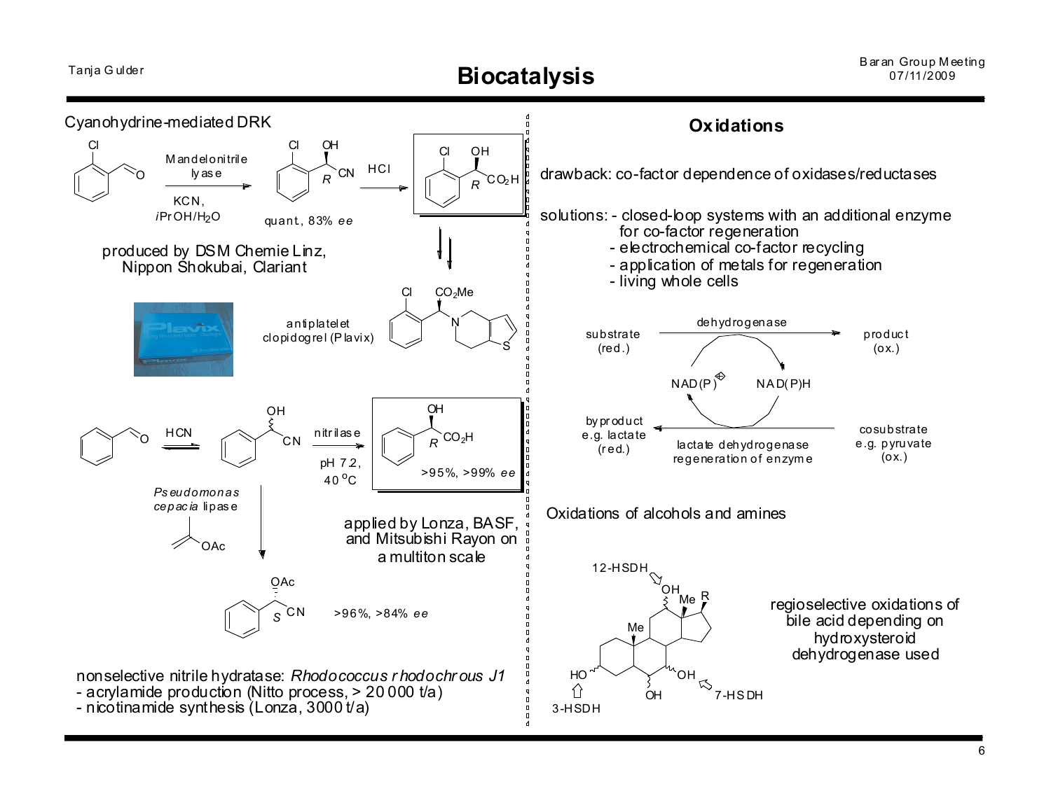# Biocatalysis

Cyanohydrine-mediated DRK

Mandelonitrile lyase, KCN, *i*PrOH/$H_2O$ → quant, 83% *ee* → HCl → (*R*)

produced by DSM Chemie Linz, Nippon Shokubai, Clariant

antiplatelet clopidogrel (Plavix)

HCN → nitrilase, pH 7.2, 40 °C → >95%, >99% *ee* (*R*)

*Pseudomonas cepacia* lipase → >96%, >84% *ee* (*S*)

applied by Lonza, BASF, and Mitsubishi Rayon on a multiton scale

nonselective nitrile hydratase: *Rhodococcus rhodochrous J1*
- acrylamide production (Nitto process, > 20 000 t/a)
- nicotinamide synthesis (Lonza, 3000 t/a)

## Oxidations

drawback: co-factor dependence of oxidases/reductases

solutions:
- closed-loop systems with an additional enzyme for co-factor regeneration
- electrochemical co-factor recycling
- application of metals for regeneration
- living whole cells

substrate (red.) → dehydrogenase → product (ox.)

$NAD(P)^{\oplus}$ / NAD(P)H

byproduct e.g. lactate (red.) ← lactate dehydrogenase, regeneration of enzyme ← cosubstrate e.g. pyruvate (ox.)

Oxidations of alcohols and amines

12-HSDH, 7-HSDH, 3-HSDH

regioselective oxidations of bile acid depending on hydroxysteroid dehydrogenase used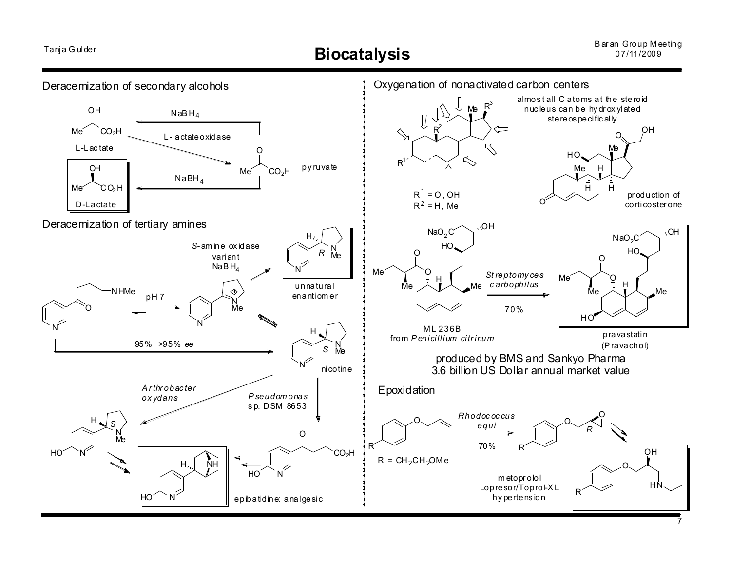# Biocatalysis

## Deracemization of secondary alcohols

L-Lactate

L-lactate oxidase

$NaBH_4$

pyruvate

$NaBH_4$

D-Lactate

## Deracemization of tertiary amines

pH 7

*S*-amine oxidase variant

$NaBH_4$

unnatural enantiomer

95%, >95% *ee*

nicotine

*Arthrobacter oxydans*

*Pseudomonas* sp. DSM 8653

epibatidine: analgesic

## Oxygenation of nonactivated carbon centers

almost all C atoms at the steroid nucleus can be hydroxylated stereospecifically

$R^1$ = O, OH

$R^2$ = H, Me

production of corticosterone

ML 236B from *Penicillium citrinum*

*Streptomyces carbophilus*

70%

pravastatin (Pravachol)

produced by BMS and Sankyo Pharma

3.6 billion US Dollar annual market value

## Epoxidation

*Rhodococcus equi*

70%

R = $CH_2CH_2OMe$

metoprolol

Lopresor/Toprol-XL

hypertension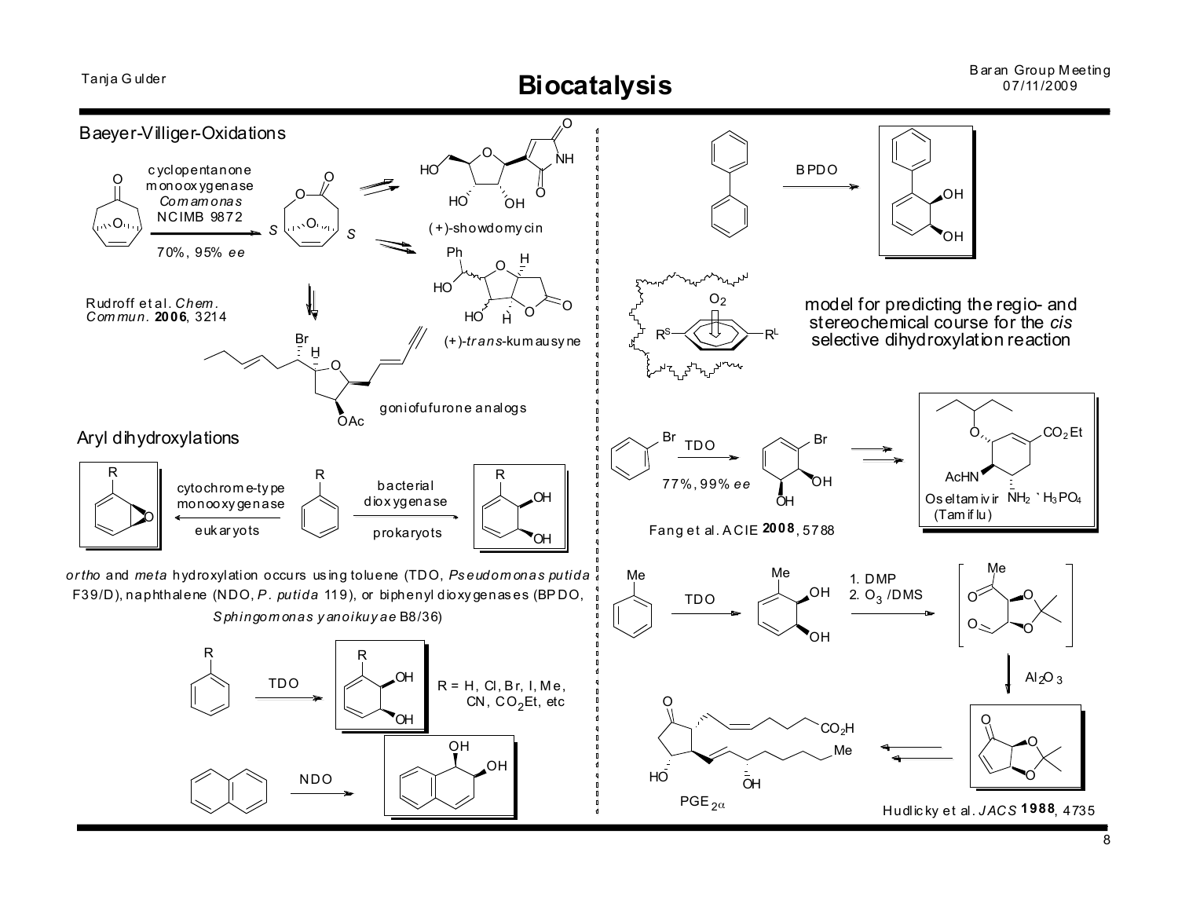# Biocatalysis

## Baeyer-Villiger-Oxidations

cyclopentanone monooxygenase *Comamonas* NCIMB 9872

70%, 95% *ee*

S S

(+)-showdomycin

(+)-*trans*-kumausyne

goniofufurone analogs

Rudroff et al. *Chem. Commun.* **2006**, 3214

## Aryl dihydroxylations

cytochrome-type monooxygenase

eukaryots

bacterial dioxygenase

prokaryots

*ortho* and *meta* hydroxylation occurs using toluene (TDO, *Pseudomonas putida* F39/D), naphthalene (NDO, *P. putida* 119), or biphenyl dioxygenases (BPDO, *Sphingomonas yanoikuyae* B8/36)

TDO

R = H, Cl, Br, I, Me, CN, $CO_2Et$, etc

NDO

BPDO

model for predicting the regio- and stereochemical course for the *cis* selective dihydroxylation reaction

TDO

77%, 99% *ee*

Oseltamivir (Tamiflu)

Fang et al. ACIE **2008**, 5788

TDO

1. DMP
2. $O_3$ /DMS

$Al_2O_3$

$PGE_{2\alpha}$

Hudlicky et al. *JACS* **1988**, 4735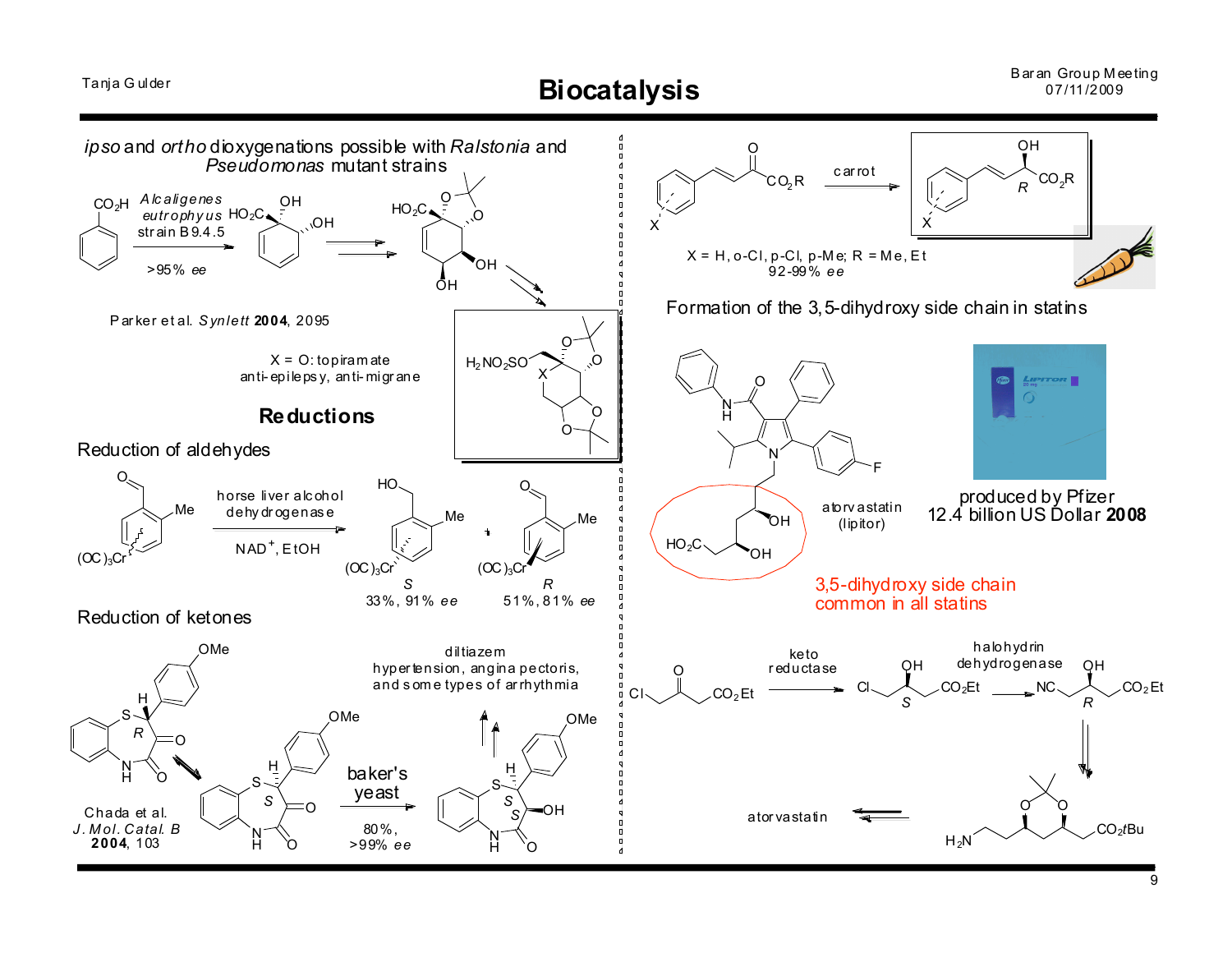*ipso* and *ortho* dioxygenations possible with *Ralstonia* and *Pseudomonas* mutant strains

*Alcaligenes eutrophyus* strain B9.4.5

>95% *ee*

Parker et al. *Synlett* **2004**, 2095

X = O: topiramate
anti-epilepsy, anti-migrane

## Reductions

Reduction of aldehydes

horse liver alcohol dehydrogenase

$NAD^+$, EtOH

*S* 33%, 91% *ee*

*R* 51%, 81% *ee*

Reduction of ketones

diltiazem
hypertension, angina pectoris, and some types of arrhythmia

baker's yeast

80%, >99% *ee*

Chada et al. *J. Mol. Catal. B* **2004**, 103

carrot

X = H, o-Cl, p-Cl, p-Me; R = Me, Et
92-99% *ee*

Formation of the 3,5-dihydroxy side chain in statins

atorvastatin (lipitor)

produced by Pfizer
12.4 billion US Dollar **2008**

3,5-dihydroxy side chain common in all statins

keto reductase

halohydrin dehydrogenase

atorvastatin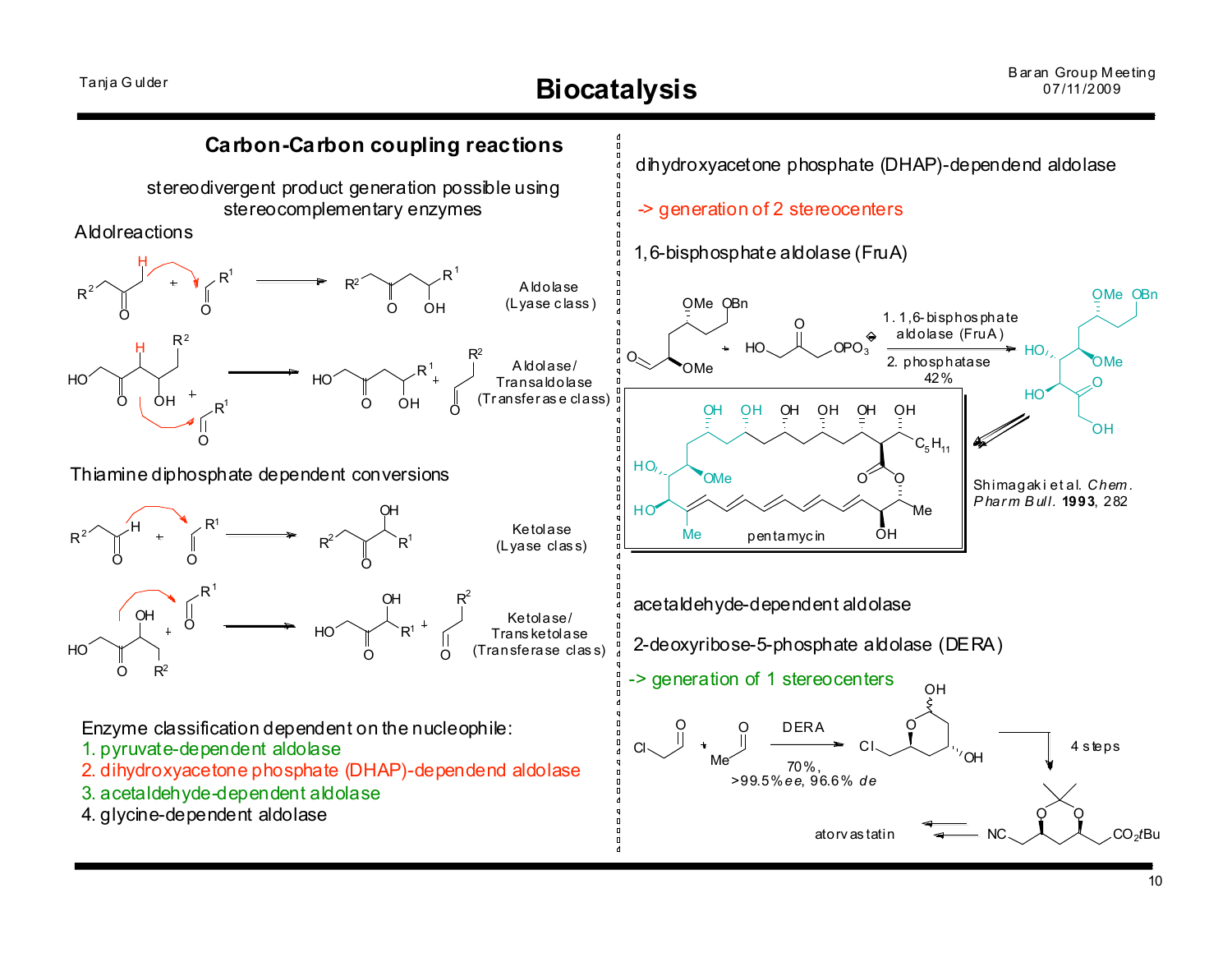# Biocatalysis

## Carbon-Carbon coupling reactions

stereodivergent product generation possible using stereocomplementary enzymes

**Aldolreactions**

Aldolase (Lyase class)

Aldolase/ Transaldolase (Transferase class)

**Thiamine diphosphate dependent conversions**

Ketolase (Lyase class)

Ketolase/ Transketolase (Transferase class)

Enzyme classification dependent on the nucleophile:

1. pyruvate-dependent aldolase
2. dihydroxyacetone phosphate (DHAP)-dependend aldolase
3. acetaldehyde-dependent aldolase
4. glycine-dependent aldolase

---

dihydroxyacetone phosphate (DHAP)-dependend aldolase

-> generation of 2 stereocenters

1,6-bisphosphate aldolase (FruA)

1. 1,6-bisphosphate aldolase (FruA)
2. phosphatase

42%

pentamycin

Shimagaki et al. *Chem. Pharm Bull.* **1993**, 282

acetaldehyde-dependent aldolase

2-deoxyribose-5-phosphate aldolase (DERA)

-> generation of 1 stereocenters

DERA

70%, >99.5% *ee*, 96.6% *de*

4 steps

atorvastatin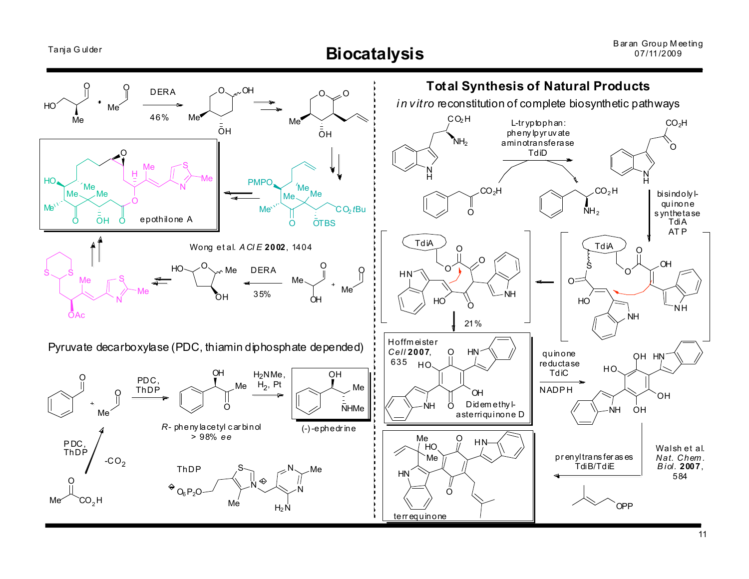# Biocatalysis

DERA, 46%

epothilone A

Wong et al. *ACIE* **2002**, 1404

DERA, 35%

## Pyruvate decarboxylase (PDC, thiamin diphosphate depended)

PDC, ThDP

$H_2NMe$, $H_2$, Pt

*R*- phenylacetyl carbinol > 98% *ee*

(-)-ephedrine

PDC, ThDP, $-CO_2$

ThDP

## Total Synthesis of Natural Products

*in vitro* reconstitution of complete biosynthetic pathways

L-tryptophan: phenylpyruvate aminotransferase TdiD

bisindolyl-quinone synthetase TdiA ATP

21%

Hoffmeister *Cell* **2007**, 635

Didemethyl-asterriquinone D

quinone reductase TdiC NADPH

prenyltransferases TdiB/TdiE

Walsh et al. *Nat. Chem. Biol.* **2007**, 584

terrequinone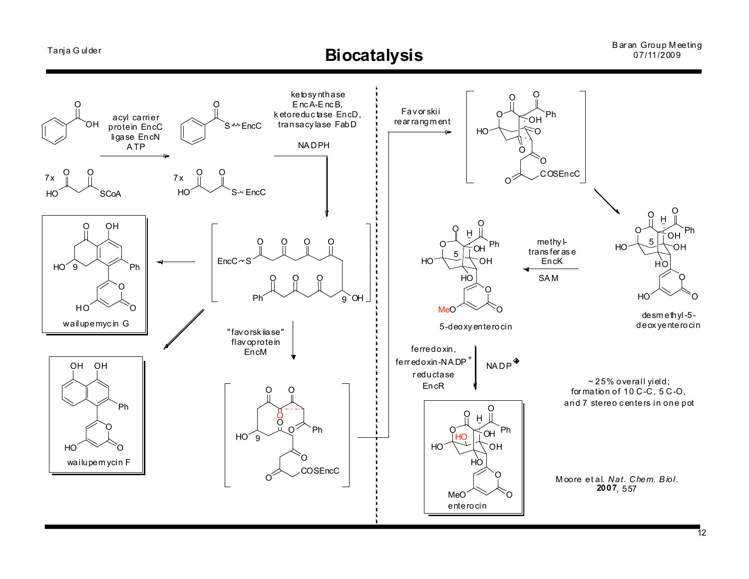# Biocatalysis

benzoic acid → (acyl carrier protein EncC, ligase EncN, ATP) → benzoyl-S-EncC

7x malonyl-SCoA → 7x malonyl-S-EncC

ketosynthase EncA-EncB, ketoreductase EncD, transacylase FabD

NADPH

wailupemycin G

wailupemycin F

"favorskiiase" flavoprotein EncM

Favorskii rearrangment

COSEncC

desmethyl-5-deoxyenterocin

methyl-transferase EncK

SAM

5-deoxyenterocin

ferredoxin, ferredoxin-NADP$^+$ reductase EncR

NADP

enterocin

~25% overall yield; formation of 10 C-C, 5 C-O, and 7 stereo centers in one pot

Moore et al. *Nat. Chem. Biol.* **2007**, 557